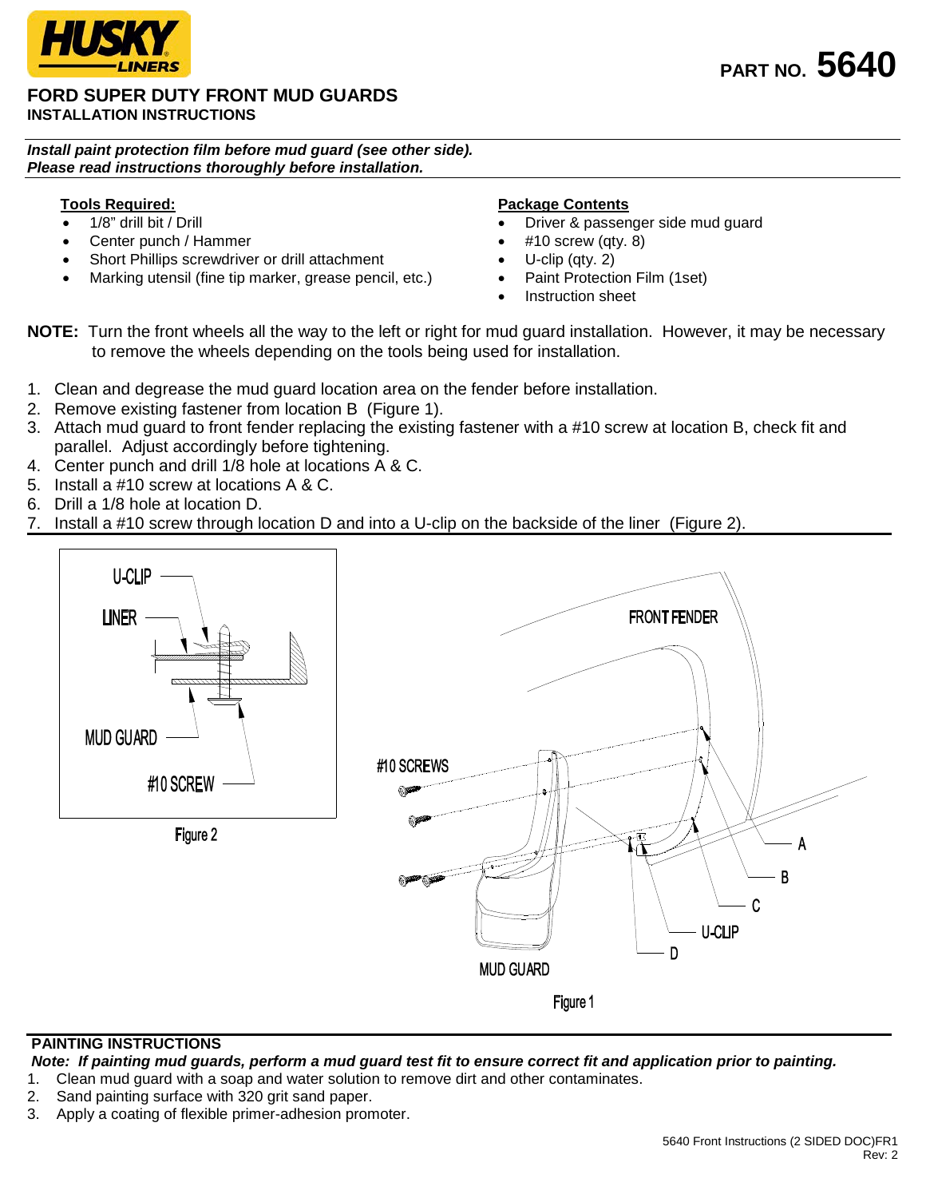**HUSKY LINERS**

PART NO. **5640**

# FORD SUPER DUTY FRONT MUD GUARDS
## INSTALLATION INSTRUCTIONS

***Install paint protection film before mud guard (see other side).***
***Please read instructions thoroughly before installation.***

**Tools Required:**

- 1/8" drill bit / Drill
- Center punch / Hammer
- Short Phillips screwdriver or drill attachment
- Marking utensil (fine tip marker, grease pencil, etc.)

**Package Contents**

- Driver & passenger side mud guard
- #10 screw (qty. 8)
- U-clip (qty. 2)
- Paint Protection Film (1set)
- Instruction sheet

**NOTE:** Turn the front wheels all the way to the left or right for mud guard installation. However, it may be necessary to remove the wheels depending on the tools being used for installation.

1. Clean and degrease the mud guard location area on the fender before installation.
2. Remove existing fastener from location B (Figure 1).
3. Attach mud guard to front fender replacing the existing fastener with a #10 screw at location B, check fit and parallel. Adjust accordingly before tightening.
4. Center punch and drill 1/8 hole at locations A & C.
5. Install a #10 screw at locations A & C.
6. Drill a 1/8 hole at location D.
7. Install a #10 screw through location D and into a U-clip on the backside of the liner (Figure 2).

U-CLIP
LINER
MUD GUARD
#10 SCREW

Figure 2

FRONT FENDER
#10 SCREWS
A
B
C
U-CLIP
D
MUD GUARD

Figure 1

**PAINTING INSTRUCTIONS**

***Note: If painting mud guards, perform a mud guard test fit to ensure correct fit and application prior to painting.***

1. Clean mud guard with a soap and water solution to remove dirt and other contaminates.
2. Sand painting surface with 320 grit sand paper.
3. Apply a coating of flexible primer-adhesion promoter.

5640 Front Instructions (2 SIDED DOC)FR1
Rev: 2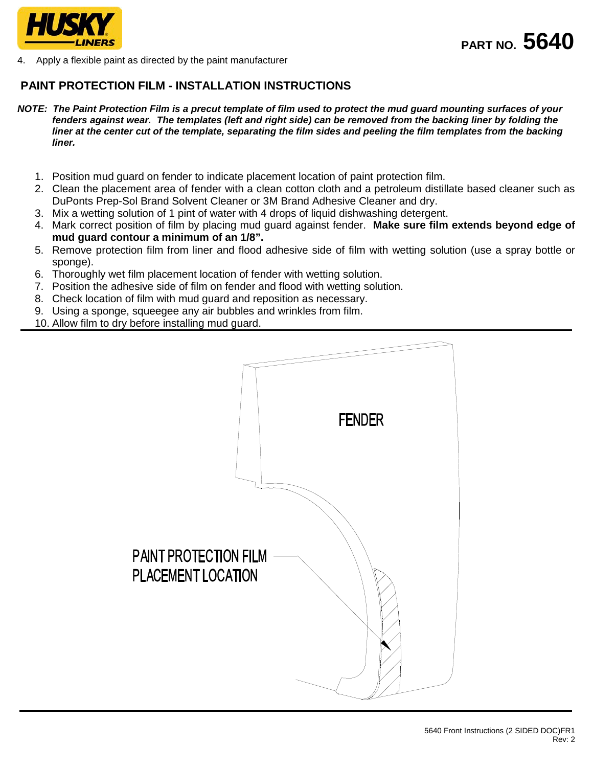4. Apply a flexible paint as directed by the paint manufacturer

## PAINT PROTECTION FILM - INSTALLATION INSTRUCTIONS

***NOTE: The Paint Protection Film is a precut template of film used to protect the mud guard mounting surfaces of your fenders against wear. The templates (left and right side) can be removed from the backing liner by folding the liner at the center cut of the template, separating the film sides and peeling the film templates from the backing liner.***

1. Position mud guard on fender to indicate placement location of paint protection film.
2. Clean the placement area of fender with a clean cotton cloth and a petroleum distillate based cleaner such as DuPonts Prep-Sol Brand Solvent Cleaner or 3M Brand Adhesive Cleaner and dry.
3. Mix a wetting solution of 1 pint of water with 4 drops of liquid dishwashing detergent.
4. Mark correct position of film by placing mud guard against fender. **Make sure film extends beyond edge of mud guard contour a minimum of an 1/8".**
5. Remove protection film from liner and flood adhesive side of film with wetting solution (use a spray bottle or sponge).
6. Thoroughly wet film placement location of fender with wetting solution.
7. Position the adhesive side of film on fender and flood with wetting solution.
8. Check location of film with mud guard and reposition as necessary.
9. Using a sponge, squeegee any air bubbles and wrinkles from film.
10. Allow film to dry before installing mud guard.

FENDER

PAINT PROTECTION FILM
PLACEMENT LOCATION